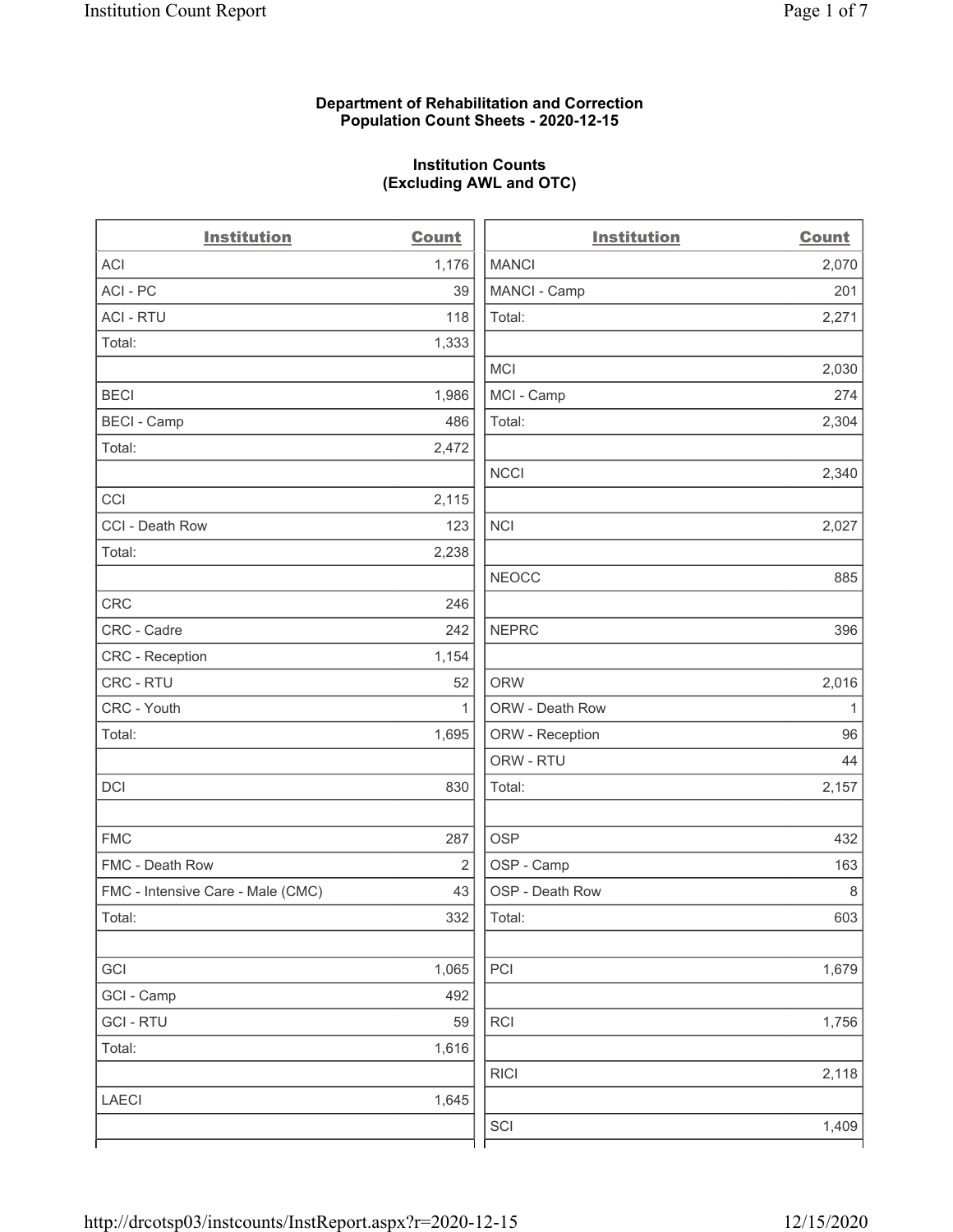**Department of Rehabilitation and Correction**
**Population Count Sheets - 2020-12-15**

**Institution Counts**
**(Excluding AWL and OTC)**

| Institution | Count |
|---|---|
| ACI | 1,176 |
| ACI - PC | 39 |
| ACI - RTU | 118 |
| Total: | 1,333 |
| | |
| BECI | 1,986 |
| BECI - Camp | 486 |
| Total: | 2,472 |
| | |
| CCI | 2,115 |
| CCI - Death Row | 123 |
| Total: | 2,238 |
| | |
| CRC | 246 |
| CRC - Cadre | 242 |
| CRC - Reception | 1,154 |
| CRC - RTU | 52 |
| CRC - Youth | 1 |
| Total: | 1,695 |
| | |
| DCI | 830 |
| | |
| FMC | 287 |
| FMC - Death Row | 2 |
| FMC - Intensive Care - Male (CMC) | 43 |
| Total: | 332 |
| | |
| GCI | 1,065 |
| GCI - Camp | 492 |
| GCI - RTU | 59 |
| Total: | 1,616 |
| | |
| LAECI | 1,645 |
| | |
| MANCI | 2,070 |
| MANCI - Camp | 201 |
| Total: | 2,271 |
| | |
| MCI | 2,030 |
| MCI - Camp | 274 |
| Total: | 2,304 |
| | |
| NCCI | 2,340 |
| | |
| NCI | 2,027 |
| | |
| NEOCC | 885 |
| | |
| NEPRC | 396 |
| | |
| ORW | 2,016 |
| ORW - Death Row | 1 |
| ORW - Reception | 96 |
| ORW - RTU | 44 |
| Total: | 2,157 |
| | |
| OSP | 432 |
| OSP - Camp | 163 |
| OSP - Death Row | 8 |
| Total: | 603 |
| | |
| PCI | 1,679 |
| | |
| RCI | 1,756 |
| | |
| RICI | 2,118 |
| | |
| SCI | 1,409 |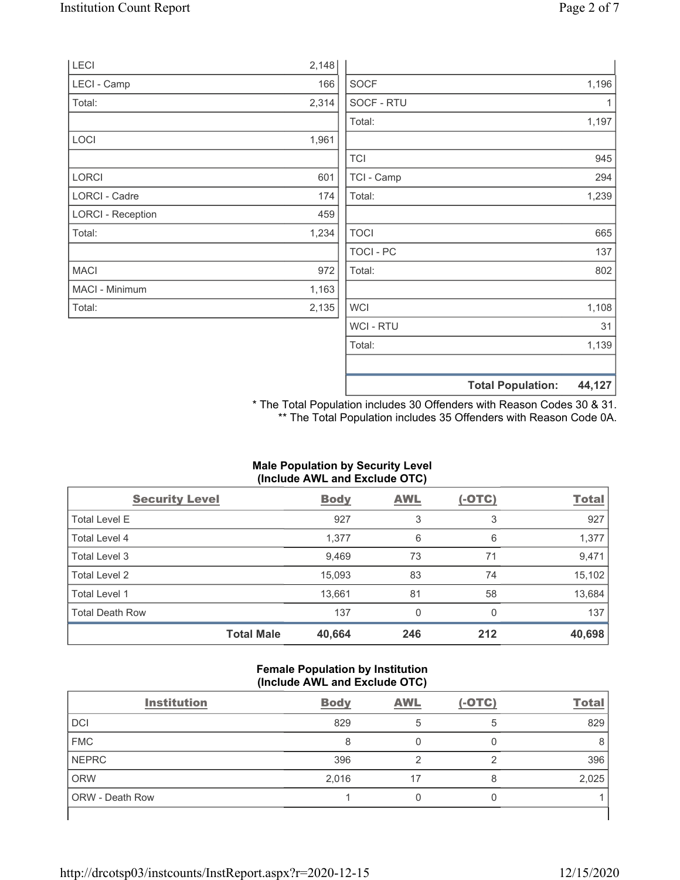| | |
|---|---|
| LECI | 2,148 |
| LECI - Camp | 166 |
| Total: | 2,314 |
| | |
| LOCI | 1,961 |
| | |
| LORCI | 601 |
| LORCI - Cadre | 174 |
| LORCI - Reception | 459 |
| Total: | 1,234 |
| | |
| MACI | 972 |
| MACI - Minimum | 1,163 |
| Total: | 2,135 |

| | |
|---|---|
| | |
| SOCF | 1,196 |
| SOCF - RTU | 1 |
| Total: | 1,197 |
| | |
| TCI | 945 |
| TCI - Camp | 294 |
| Total: | 1,239 |
| | |
| TOCI | 665 |
| TOCI - PC | 137 |
| Total: | 802 |
| | |
| WCI | 1,108 |
| WCI - RTU | 31 |
| Total: | 1,139 |
| | |
| **Total Population:** | **44,127** |

\* The Total Population includes 30 Offenders with Reason Codes 30 & 31.
\*\* The Total Population includes 35 Offenders with Reason Code 0A.

**Male Population by Security Level (Include AWL and Exclude OTC)**

| Security Level | Body | AWL | (-OTC) | Total |
|---|---|---|---|---|
| Total Level E | 927 | 3 | 3 | 927 |
| Total Level 4 | 1,377 | 6 | 6 | 1,377 |
| Total Level 3 | 9,469 | 73 | 71 | 9,471 |
| Total Level 2 | 15,093 | 83 | 74 | 15,102 |
| Total Level 1 | 13,661 | 81 | 58 | 13,684 |
| Total Death Row | 137 | 0 | 0 | 137 |
| **Total Male** | **40,664** | **246** | **212** | **40,698** |

**Female Population by Institution (Include AWL and Exclude OTC)**

| Institution | Body | AWL | (-OTC) | Total |
|---|---|---|---|---|
| DCI | 829 | 5 | 5 | 829 |
| FMC | 8 | 0 | 0 | 8 |
| NEPRC | 396 | 2 | 2 | 396 |
| ORW | 2,016 | 17 | 8 | 2,025 |
| ORW - Death Row | 1 | 0 | 0 | 1 |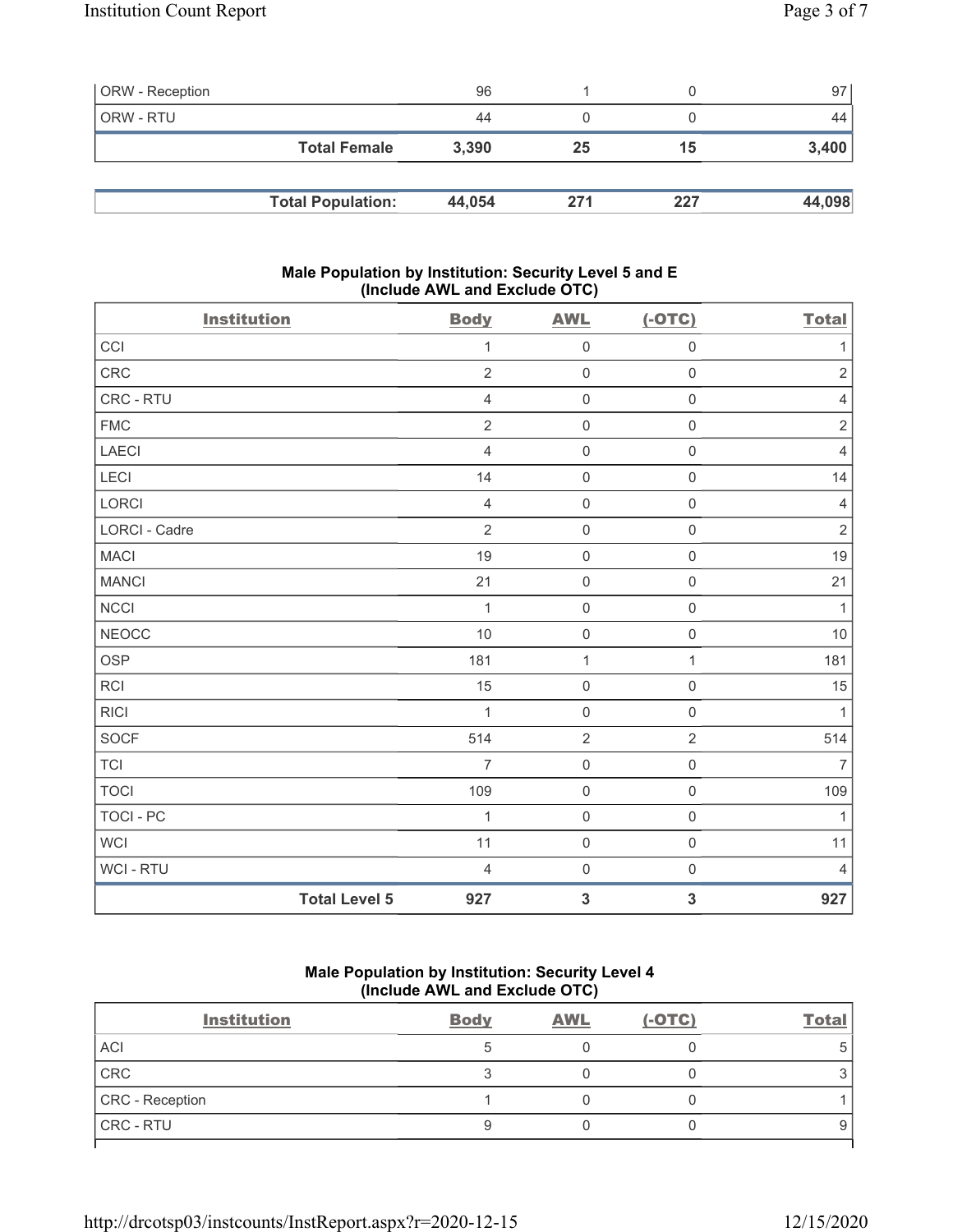| ORW - Reception | 96 | 1 | 0 | 97 |
|---|---|---|---|---|
| ORW - RTU | 44 | 0 | 0 | 44 |
| **Total Female** | **3,390** | **25** | **15** | **3,400** |

| **Total Population:** | **44,054** | **271** | **227** | **44,098** |
|---|---|---|---|---|

### Male Population by Institution: Security Level 5 and E (Include AWL and Exclude OTC)

| Institution | Body | AWL | (-OTC) | Total |
|---|---|---|---|---|
| CCI | 1 | 0 | 0 | 1 |
| CRC | 2 | 0 | 0 | 2 |
| CRC - RTU | 4 | 0 | 0 | 4 |
| FMC | 2 | 0 | 0 | 2 |
| LAECI | 4 | 0 | 0 | 4 |
| LECI | 14 | 0 | 0 | 14 |
| LORCI | 4 | 0 | 0 | 4 |
| LORCI - Cadre | 2 | 0 | 0 | 2 |
| MACI | 19 | 0 | 0 | 19 |
| MANCI | 21 | 0 | 0 | 21 |
| NCCI | 1 | 0 | 0 | 1 |
| NEOCC | 10 | 0 | 0 | 10 |
| OSP | 181 | 1 | 1 | 181 |
| RCI | 15 | 0 | 0 | 15 |
| RICI | 1 | 0 | 0 | 1 |
| SOCF | 514 | 2 | 2 | 514 |
| TCI | 7 | 0 | 0 | 7 |
| TOCI | 109 | 0 | 0 | 109 |
| TOCI - PC | 1 | 0 | 0 | 1 |
| WCI | 11 | 0 | 0 | 11 |
| WCI - RTU | 4 | 0 | 0 | 4 |
| **Total Level 5** | **927** | **3** | **3** | **927** |

### Male Population by Institution: Security Level 4 (Include AWL and Exclude OTC)

| Institution | Body | AWL | (-OTC) | Total |
|---|---|---|---|---|
| ACI | 5 | 0 | 0 | 5 |
| CRC | 3 | 0 | 0 | 3 |
| CRC - Reception | 1 | 0 | 0 | 1 |
| CRC - RTU | 9 | 0 | 0 | 9 |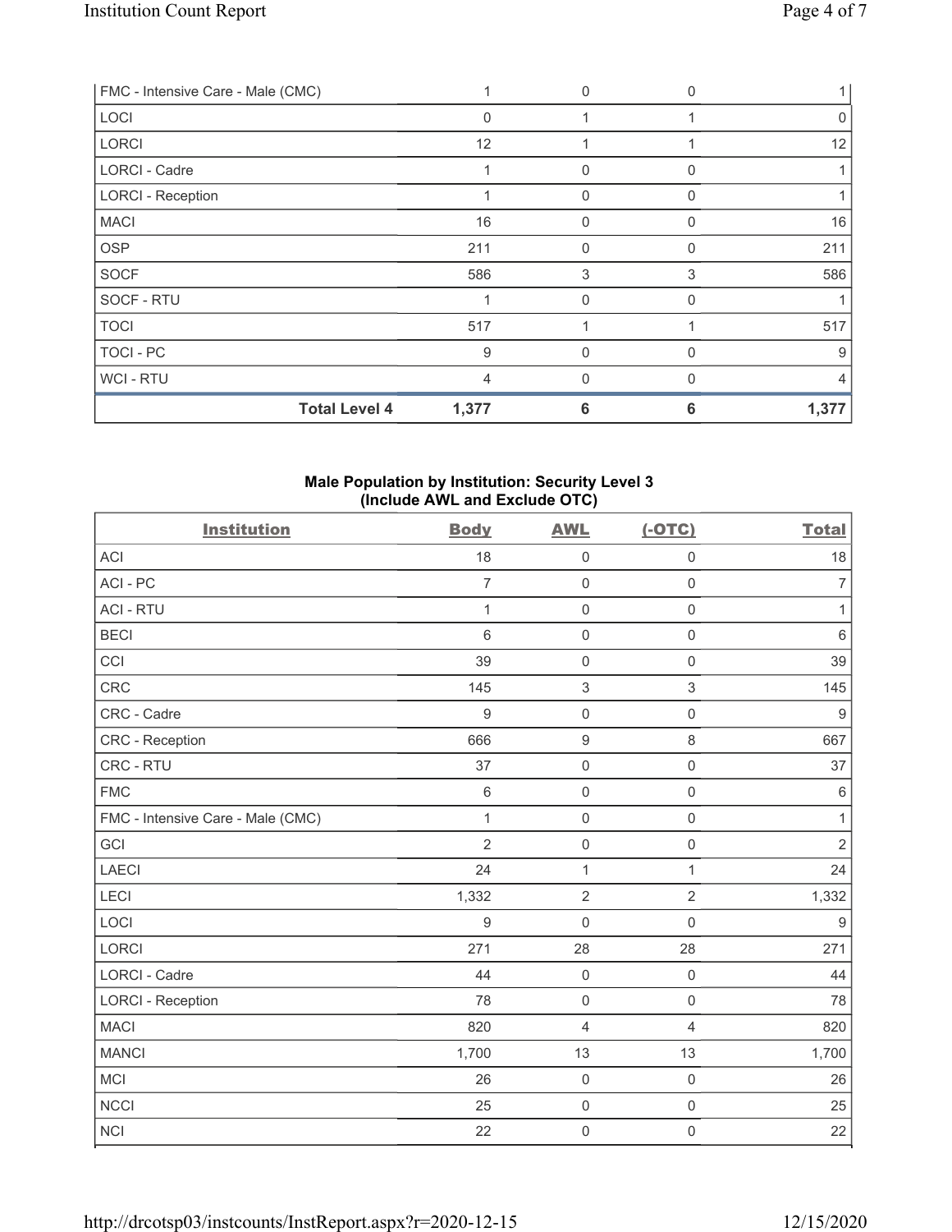| | | | | |
|---|---|---|---|---|
| FMC - Intensive Care - Male (CMC) | 1 | 0 | 0 | 1 |
| LOCI | 0 | 1 | 1 | 0 |
| LORCI | 12 | 1 | 1 | 12 |
| LORCI - Cadre | 1 | 0 | 0 | 1 |
| LORCI - Reception | 1 | 0 | 0 | 1 |
| MACI | 16 | 0 | 0 | 16 |
| OSP | 211 | 0 | 0 | 211 |
| SOCF | 586 | 3 | 3 | 586 |
| SOCF - RTU | 1 | 0 | 0 | 1 |
| TOCI | 517 | 1 | 1 | 517 |
| TOCI - PC | 9 | 0 | 0 | 9 |
| WCI - RTU | 4 | 0 | 0 | 4 |
| **Total Level 4** | **1,377** | **6** | **6** | **1,377** |

## Male Population by Institution: Security Level 3 (Include AWL and Exclude OTC)

| Institution | Body | AWL | (-OTC) | Total |
|---|---|---|---|---|
| ACI | 18 | 0 | 0 | 18 |
| ACI - PC | 7 | 0 | 0 | 7 |
| ACI - RTU | 1 | 0 | 0 | 1 |
| BECI | 6 | 0 | 0 | 6 |
| CCI | 39 | 0 | 0 | 39 |
| CRC | 145 | 3 | 3 | 145 |
| CRC - Cadre | 9 | 0 | 0 | 9 |
| CRC - Reception | 666 | 9 | 8 | 667 |
| CRC - RTU | 37 | 0 | 0 | 37 |
| FMC | 6 | 0 | 0 | 6 |
| FMC - Intensive Care - Male (CMC) | 1 | 0 | 0 | 1 |
| GCI | 2 | 0 | 0 | 2 |
| LAECI | 24 | 1 | 1 | 24 |
| LECI | 1,332 | 2 | 2 | 1,332 |
| LOCI | 9 | 0 | 0 | 9 |
| LORCI | 271 | 28 | 28 | 271 |
| LORCI - Cadre | 44 | 0 | 0 | 44 |
| LORCI - Reception | 78 | 0 | 0 | 78 |
| MACI | 820 | 4 | 4 | 820 |
| MANCI | 1,700 | 13 | 13 | 1,700 |
| MCI | 26 | 0 | 0 | 26 |
| NCCI | 25 | 0 | 0 | 25 |
| NCI | 22 | 0 | 0 | 22 |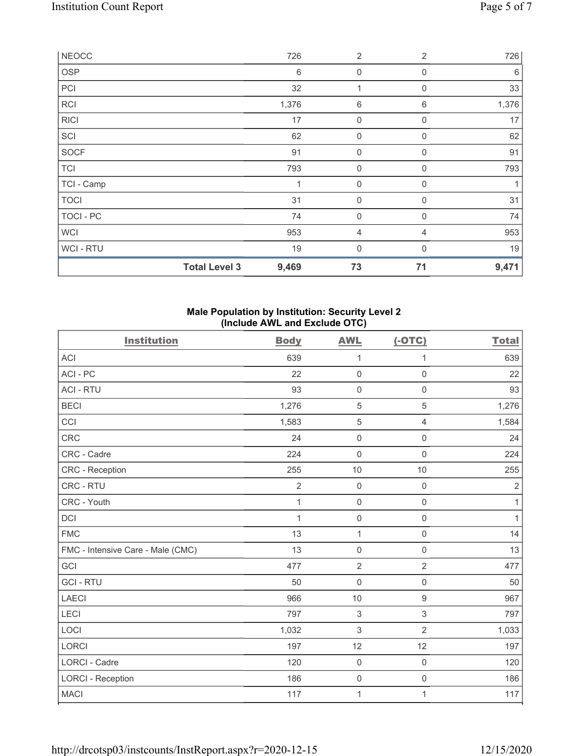| NEOCC | | 726 | 2 | 2 | 726 |
|---|---|---|---|---|---|
| OSP | | 6 | 0 | 0 | 6 |
| PCI | | 32 | 1 | 0 | 33 |
| RCI | | 1,376 | 6 | 6 | 1,376 |
| RICI | | 17 | 0 | 0 | 17 |
| SCI | | 62 | 0 | 0 | 62 |
| SOCF | | 91 | 0 | 0 | 91 |
| TCI | | 793 | 0 | 0 | 793 |
| TCI - Camp | | 1 | 0 | 0 | 1 |
| TOCI | | 31 | 0 | 0 | 31 |
| TOCI - PC | | 74 | 0 | 0 | 74 |
| WCI | | 953 | 4 | 4 | 953 |
| WCI - RTU | | 19 | 0 | 0 | 19 |
| | **Total Level 3** | **9,469** | **73** | **71** | **9,471** |

### Male Population by Institution: Security Level 2 (Include AWL and Exclude OTC)

| Institution | Body | AWL | (-OTC) | Total |
|---|---|---|---|---|
| ACI | 639 | 1 | 1 | 639 |
| ACI - PC | 22 | 0 | 0 | 22 |
| ACI - RTU | 93 | 0 | 0 | 93 |
| BECI | 1,276 | 5 | 5 | 1,276 |
| CCI | 1,583 | 5 | 4 | 1,584 |
| CRC | 24 | 0 | 0 | 24 |
| CRC - Cadre | 224 | 0 | 0 | 224 |
| CRC - Reception | 255 | 10 | 10 | 255 |
| CRC - RTU | 2 | 0 | 0 | 2 |
| CRC - Youth | 1 | 0 | 0 | 1 |
| DCI | 1 | 0 | 0 | 1 |
| FMC | 13 | 1 | 0 | 14 |
| FMC - Intensive Care - Male (CMC) | 13 | 0 | 0 | 13 |
| GCI | 477 | 2 | 2 | 477 |
| GCI - RTU | 50 | 0 | 0 | 50 |
| LAECI | 966 | 10 | 9 | 967 |
| LECI | 797 | 3 | 3 | 797 |
| LOCI | 1,032 | 3 | 2 | 1,033 |
| LORCI | 197 | 12 | 12 | 197 |
| LORCI - Cadre | 120 | 0 | 0 | 120 |
| LORCI - Reception | 186 | 0 | 0 | 186 |
| MACI | 117 | 1 | 1 | 117 |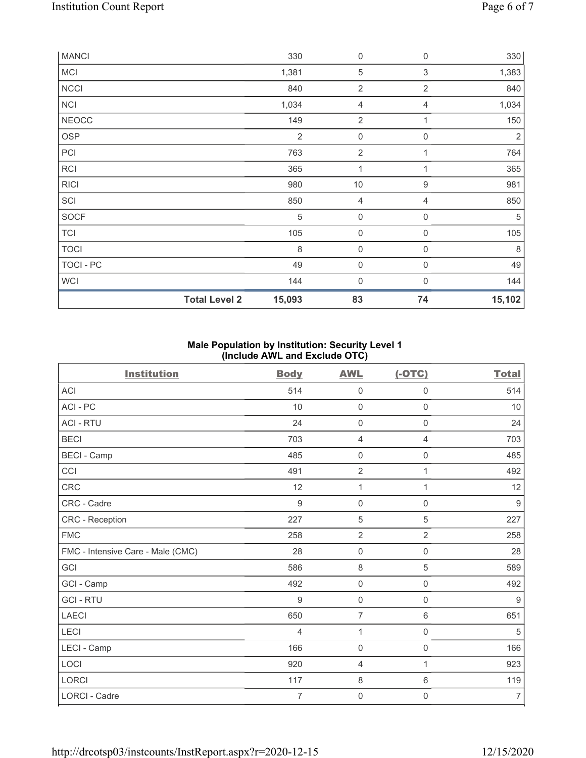| MANCI | | 330 | 0 | 0 | 330 |
|---|---|---|---|---|---|
| MCI | | 1,381 | 5 | 3 | 1,383 |
| NCCI | | 840 | 2 | 2 | 840 |
| NCI | | 1,034 | 4 | 4 | 1,034 |
| NEOCC | | 149 | 2 | 1 | 150 |
| OSP | | 2 | 0 | 0 | 2 |
| PCI | | 763 | 2 | 1 | 764 |
| RCI | | 365 | 1 | 1 | 365 |
| RICI | | 980 | 10 | 9 | 981 |
| SCI | | 850 | 4 | 4 | 850 |
| SOCF | | 5 | 0 | 0 | 5 |
| TCI | | 105 | 0 | 0 | 105 |
| TOCI | | 8 | 0 | 0 | 8 |
| TOCI - PC | | 49 | 0 | 0 | 49 |
| WCI | | 144 | 0 | 0 | 144 |
| | **Total Level 2** | **15,093** | **83** | **74** | **15,102** |

**Male Population by Institution: Security Level 1 (Include AWL and Exclude OTC)**

| Institution | Body | AWL | (-OTC) | Total |
|---|---|---|---|---|
| ACI | 514 | 0 | 0 | 514 |
| ACI - PC | 10 | 0 | 0 | 10 |
| ACI - RTU | 24 | 0 | 0 | 24 |
| BECI | 703 | 4 | 4 | 703 |
| BECI - Camp | 485 | 0 | 0 | 485 |
| CCI | 491 | 2 | 1 | 492 |
| CRC | 12 | 1 | 1 | 12 |
| CRC - Cadre | 9 | 0 | 0 | 9 |
| CRC - Reception | 227 | 5 | 5 | 227 |
| FMC | 258 | 2 | 2 | 258 |
| FMC - Intensive Care - Male (CMC) | 28 | 0 | 0 | 28 |
| GCI | 586 | 8 | 5 | 589 |
| GCI - Camp | 492 | 0 | 0 | 492 |
| GCI - RTU | 9 | 0 | 0 | 9 |
| LAECI | 650 | 7 | 6 | 651 |
| LECI | 4 | 1 | 0 | 5 |
| LECI - Camp | 166 | 0 | 0 | 166 |
| LOCI | 920 | 4 | 1 | 923 |
| LORCI | 117 | 8 | 6 | 119 |
| LORCI - Cadre | 7 | 0 | 0 | 7 |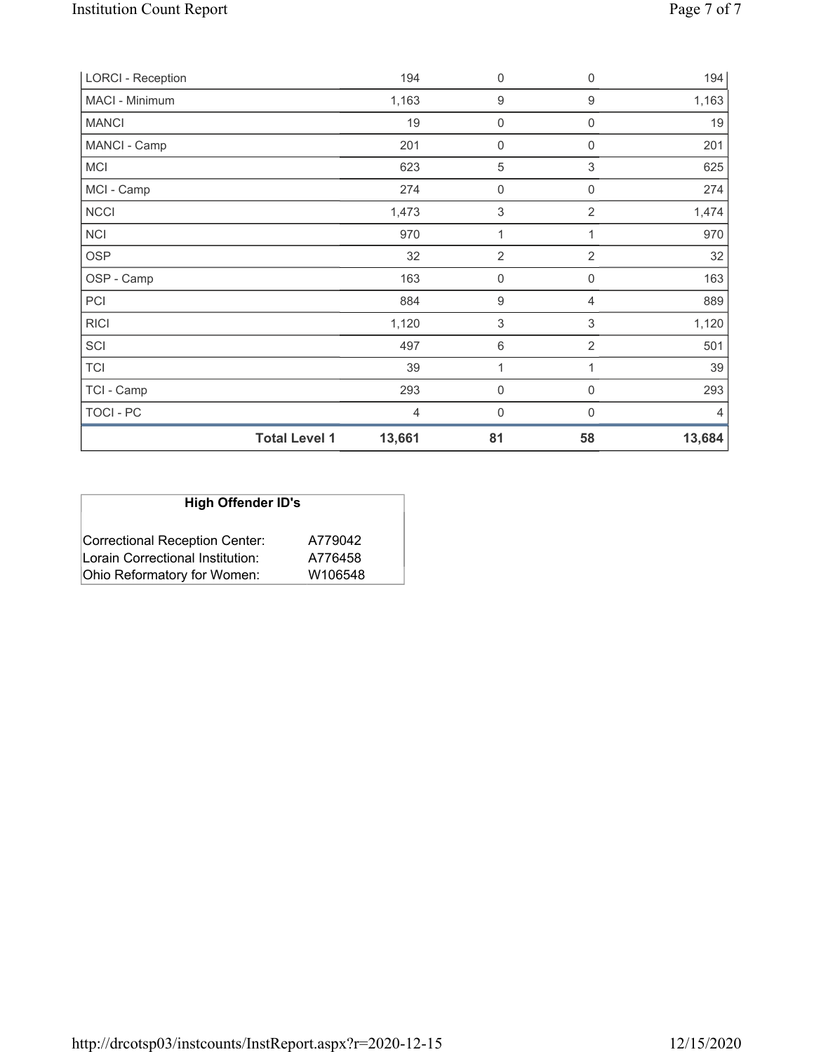| | | | | |
|---|---|---|---|---|
| LORCI - Reception | 194 | 0 | 0 | 194 |
| MACI - Minimum | 1,163 | 9 | 9 | 1,163 |
| MANCI | 19 | 0 | 0 | 19 |
| MANCI - Camp | 201 | 0 | 0 | 201 |
| MCI | 623 | 5 | 3 | 625 |
| MCI - Camp | 274 | 0 | 0 | 274 |
| NCCI | 1,473 | 3 | 2 | 1,474 |
| NCI | 970 | 1 | 1 | 970 |
| OSP | 32 | 2 | 2 | 32 |
| OSP - Camp | 163 | 0 | 0 | 163 |
| PCI | 884 | 9 | 4 | 889 |
| RICI | 1,120 | 3 | 3 | 1,120 |
| SCI | 497 | 6 | 2 | 501 |
| TCI | 39 | 1 | 1 | 39 |
| TCI - Camp | 293 | 0 | 0 | 293 |
| TOCI - PC | 4 | 0 | 0 | 4 |
| **Total Level 1** | **13,661** | **81** | **58** | **13,684** |

| High Offender ID's | |
|---|---|
| Correctional Reception Center: | A779042 |
| Lorain Correctional Institution: | A776458 |
| Ohio Reformatory for Women: | W106548 |